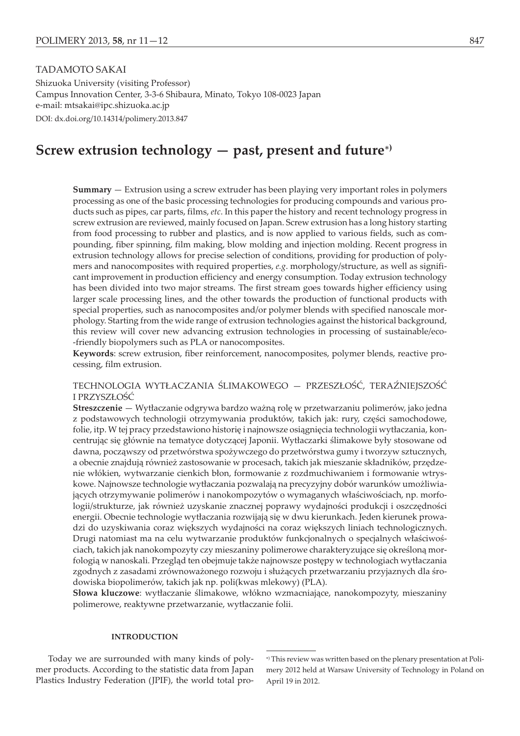TADAMOTO SAKAI

Shizuoka University (visiting Professor)
Campus Innovation Center, 3-3-6 Shibaura, Minato, Tokyo 108-0023 Japan
e-mail: mtsakai@ipc.shizuoka.ac.jp

DOI: dx.doi.org/10.14314/polimery.2013.847

# Screw extrusion technology — past, present and future*)

**Summary** — Extrusion using a screw extruder has been playing very important roles in polymers processing as one of the basic processing technologies for producing compounds and various products such as pipes, car parts, films, *etc*. In this paper the history and recent technology progress in screw extrusion are reviewed, mainly focused on Japan. Screw extrusion has a long history starting from food processing to rubber and plastics, and is now applied to various fields, such as compounding, fiber spinning, film making, blow molding and injection molding. Recent progress in extrusion technology allows for precise selection of conditions, providing for production of polymers and nanocomposites with required properties, *e.g*. morphology/structure, as well as significant improvement in production efficiency and energy consumption. Today extrusion technology has been divided into two major streams. The first stream goes towards higher efficiency using larger scale processing lines, and the other towards the production of functional products with special properties, such as nanocomposites and/or polymer blends with specified nanoscale morphology. Starting from the wide range of extrusion technologies against the historical background, this review will cover new advancing extrusion technologies in processing of sustainable/eco-friendly biopolymers such as PLA or nanocomposites.

**Keywords**: screw extrusion, fiber reinforcement, nanocomposites, polymer blends, reactive processing, film extrusion.

TECHNOLOGIA WYTŁACZANIA ŚLIMAKOWEGO — PRZESZŁOŚĆ, TERAŹNIEJSZOŚĆ I PRZYSZŁOŚĆ

**Streszczenie** — Wytłaczanie odgrywa bardzo ważną rolę w przetwarzaniu polimerów, jako jedna z podstawowych technologii otrzymywania produktów, takich jak: rury, części samochodowe, folie, itp. W tej pracy przedstawiono historię i najnowsze osiągnięcia technologii wytłaczania, koncentrując się głównie na tematyce dotyczącej Japonii. Wytłaczarki ślimakowe były stosowane od dawna, począwszy od przetwórstwa spożywczego do przetwórstwa gumy i tworzyw sztucznych, a obecnie znajdują również zastosowanie w procesach, takich jak mieszanie składników, przędzenie włókien, wytwarzanie cienkich błon, formowanie z rozdmuchiwaniem i formowanie wtryskowe. Najnowsze technologie wytłaczania pozwalają na precyzyjny dobór warunków umożliwiających otrzymywanie polimerów i nanokompozytów o wymaganych właściwościach, np. morfologii/strukturze, jak również uzyskanie znacznej poprawy wydajności produkcji i oszczędności energii. Obecnie technologie wytłaczania rozwijają się w dwu kierunkach. Jeden kierunek prowadzi do uzyskiwania coraz większych wydajności na coraz większych liniach technologicznych. Drugi natomiast ma na celu wytwarzanie produktów funkcjonalnych o specjalnych właściwościach, takich jak nanokompozyty czy mieszaniny polimerowe charakteryzujące się określoną morfologią w nanoskali. Przegląd ten obejmuje także najnowsze postępy w technologiach wytłaczania zgodnych z zasadami zrównoważonego rozwoju i służących przetwarzaniu przyjaznych dla środowiska biopolimerów, takich jak np. poli(kwas mlekowy) (PLA).

**Słowa kluczowe**: wytłaczanie ślimakowe, włókno wzmacniające, nanokompozyty, mieszaniny polimerowe, reaktywne przetwarzanie, wytłaczanie folii.

## INTRODUCTION

Today we are surrounded with many kinds of polymer products. According to the statistic data from Japan Plastics Industry Federation (JPIF), the world total pro-

*) This review was written based on the plenary presentation at Polimery 2012 held at Warsaw University of Technology in Poland on April 19 in 2012.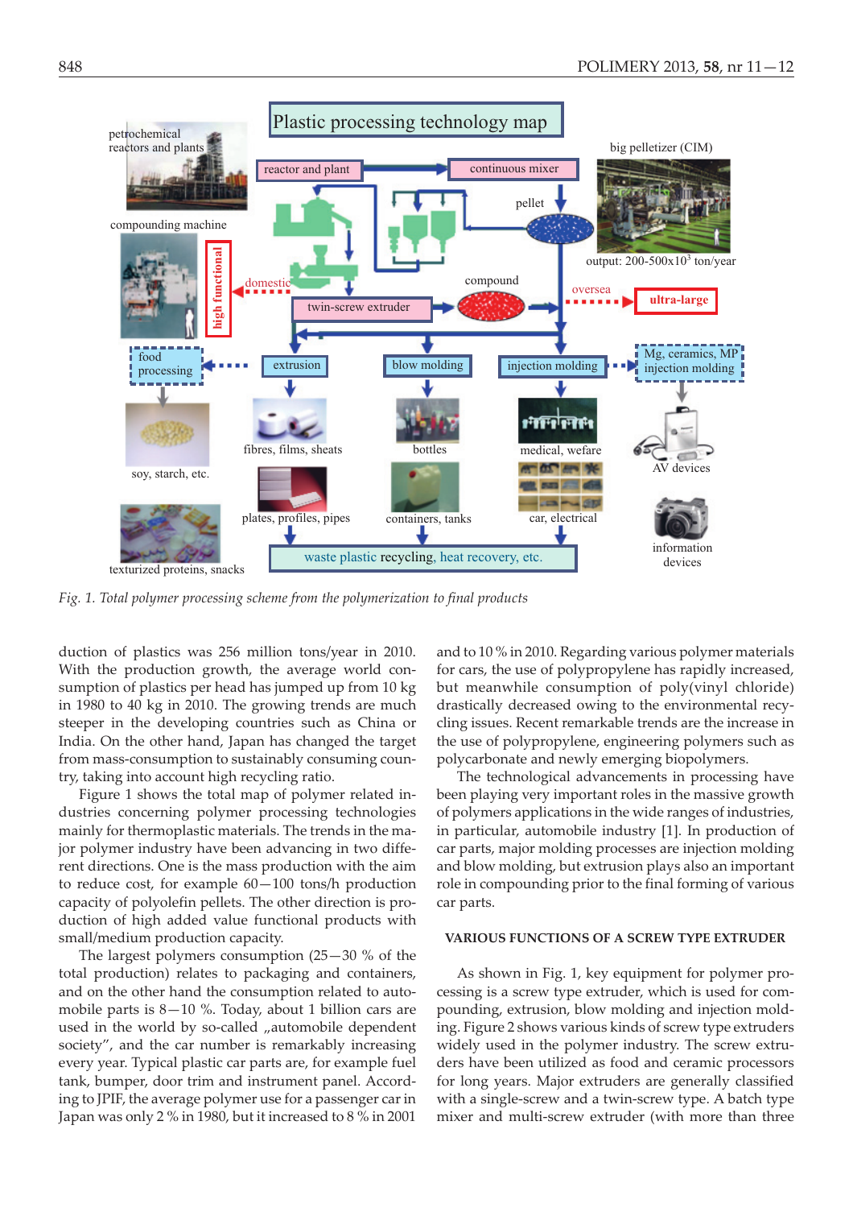*Fig. 1. Total polymer processing scheme from the polymerization to final products*

duction of plastics was 256 million tons/year in 2010. With the production growth, the average world consumption of plastics per head has jumped up from 10 kg in 1980 to 40 kg in 2010. The growing trends are much steeper in the developing countries such as China or India. On the other hand, Japan has changed the target from mass-consumption to sustainably consuming country, taking into account high recycling ratio.

Figure 1 shows the total map of polymer related industries concerning polymer processing technologies mainly for thermoplastic materials. The trends in the major polymer industry have been advancing in two different directions. One is the mass production with the aim to reduce cost, for example 60—100 tons/h production capacity of polyolefin pellets. The other direction is production of high added value functional products with small/medium production capacity.

The largest polymers consumption (25—30 % of the total production) relates to packaging and containers, and on the other hand the consumption related to automobile parts is 8—10 %. Today, about 1 billion cars are used in the world by so-called „automobile dependent society", and the car number is remarkably increasing every year. Typical plastic car parts are, for example fuel tank, bumper, door trim and instrument panel. According to JPIF, the average polymer use for a passenger car in Japan was only 2 % in 1980, but it increased to 8 % in 2001 and to 10 % in 2010. Regarding various polymer materials for cars, the use of polypropylene has rapidly increased, but meanwhile consumption of poly(vinyl chloride) drastically decreased owing to the environmental recycling issues. Recent remarkable trends are the increase in the use of polypropylene, engineering polymers such as polycarbonate and newly emerging biopolymers.

The technological advancements in processing have been playing very important roles in the massive growth of polymers applications in the wide ranges of industries, in particular, automobile industry [1]. In production of car parts, major molding processes are injection molding and blow molding, but extrusion plays also an important role in compounding prior to the final forming of various car parts.

## VARIOUS FUNCTIONS OF A SCREW TYPE EXTRUDER

As shown in Fig. 1, key equipment for polymer processing is a screw type extruder, which is used for compounding, extrusion, blow molding and injection molding. Figure 2 shows various kinds of screw type extruders widely used in the polymer industry. The screw extruders have been utilized as food and ceramic processors for long years. Major extruders are generally classified with a single-screw and a twin-screw type. A batch type mixer and multi-screw extruder (with more than three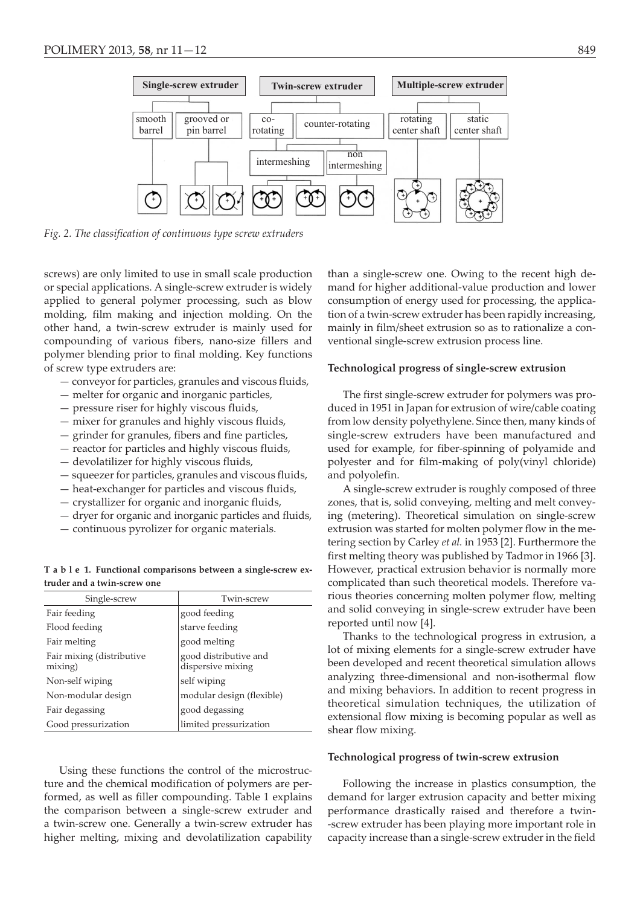Fig. 2. The classification of continuous type screw extruders

screws) are only limited to use in small scale production or special applications. A single-screw extruder is widely applied to general polymer processing, such as blow molding, film making and injection molding. On the other hand, a twin-screw extruder is mainly used for compounding of various fibers, nano-size fillers and polymer blending prior to final molding. Key functions of screw type extruders are:

- conveyor for particles, granules and viscous fluids,
- melter for organic and inorganic particles,
- pressure riser for highly viscous fluids,
- mixer for granules and highly viscous fluids,
- grinder for granules, fibers and fine particles,
- reactor for particles and highly viscous fluids,
- devolatilizer for highly viscous fluids,
- squeezer for particles, granules and viscous fluids,
- heat-exchanger for particles and viscous fluids,
- crystallizer for organic and inorganic fluids,
- dryer for organic and inorganic particles and fluids,
- continuous pyrolizer for organic materials.

**Table 1. Functional comparisons between a single-screw extruder and a twin-screw one**

| Single-screw | Twin-screw |
|---|---|
| Fair feeding | good feeding |
| Flood feeding | starve feeding |
| Fair melting | good melting |
| Fair mixing (distributive mixing) | good distributive and dispersive mixing |
| Non-self wiping | self wiping |
| Non-modular design | modular design (flexible) |
| Fair degassing | good degassing |
| Good pressurization | limited pressurization |

Using these functions the control of the microstructure and the chemical modification of polymers are performed, as well as filler compounding. Table 1 explains the comparison between a single-screw extruder and a twin-screw one. Generally a twin-screw extruder has higher melting, mixing and devolatilization capability than a single-screw one. Owing to the recent high demand for higher additional-value production and lower consumption of energy used for processing, the application of a twin-screw extruder has been rapidly increasing, mainly in film/sheet extrusion so as to rationalize a conventional single-screw extrusion process line.

### Technological progress of single-screw extrusion

The first single-screw extruder for polymers was produced in 1951 in Japan for extrusion of wire/cable coating from low density polyethylene. Since then, many kinds of single-screw extruders have been manufactured and used for example, for fiber-spinning of polyamide and polyester and for film-making of poly(vinyl chloride) and polyolefin.

A single-screw extruder is roughly composed of three zones, that is, solid conveying, melting and melt conveying (metering). Theoretical simulation on single-screw extrusion was started for molten polymer flow in the metering section by Carley *et al.* in 1953 [2]. Furthermore the first melting theory was published by Tadmor in 1966 [3]. However, practical extrusion behavior is normally more complicated than such theoretical models. Therefore various theories concerning molten polymer flow, melting and solid conveying in single-screw extruder have been reported until now [4].

Thanks to the technological progress in extrusion, a lot of mixing elements for a single-screw extruder have been developed and recent theoretical simulation allows analyzing three-dimensional and non-isothermal flow and mixing behaviors. In addition to recent progress in theoretical simulation techniques, the utilization of extensional flow mixing is becoming popular as well as shear flow mixing.

### Technological progress of twin-screw extrusion

Following the increase in plastics consumption, the demand for larger extrusion capacity and better mixing performance drastically raised and therefore a twin-screw extruder has been playing more important role in capacity increase than a single-screw extruder in the field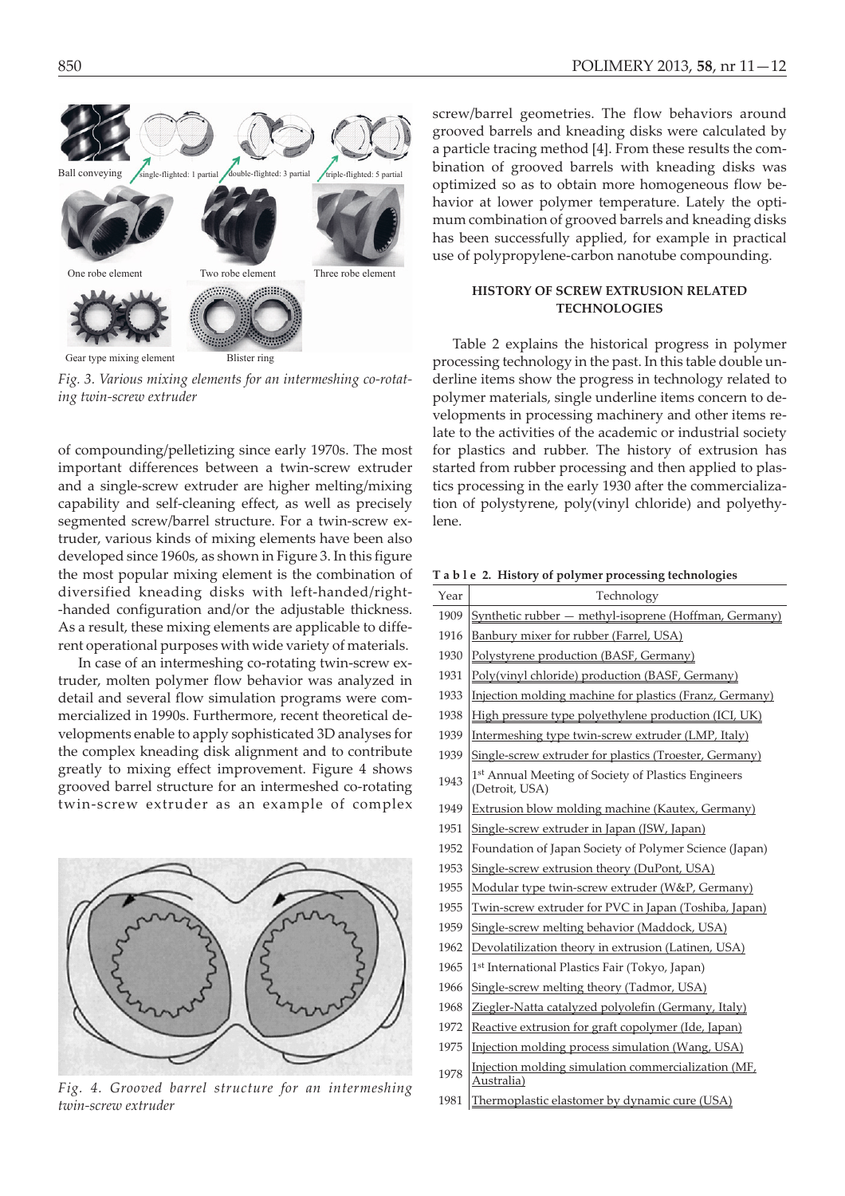Fig. 3. Various mixing elements for an intermeshing co-rotating twin-screw extruder

of compounding/pelletizing since early 1970s. The most important differences between a twin-screw extruder and a single-screw extruder are higher melting/mixing capability and self-cleaning effect, as well as precisely segmented screw/barrel structure. For a twin-screw extruder, various kinds of mixing elements have been also developed since 1960s, as shown in Figure 3. In this figure the most popular mixing element is the combination of diversified kneading disks with left-handed/right-handed configuration and/or the adjustable thickness. As a result, these mixing elements are applicable to different operational purposes with wide variety of materials.

In case of an intermeshing co-rotating twin-screw extruder, molten polymer flow behavior was analyzed in detail and several flow simulation programs were commercialized in 1990s. Furthermore, recent theoretical developments enable to apply sophisticated 3D analyses for the complex kneading disk alignment and to contribute greatly to mixing effect improvement. Figure 4 shows grooved barrel structure for an intermeshed co-rotating twin-screw extruder as an example of complex screw/barrel geometries. The flow behaviors around grooved barrels and kneading disks were calculated by a particle tracing method [4]. From these results the combination of grooved barrels with kneading disks was optimized so as to obtain more homogeneous flow behavior at lower polymer temperature. Lately the optimum combination of grooved barrels and kneading disks has been successfully applied, for example in practical use of polypropylene-carbon nanotube compounding.

Fig. 4. Grooved barrel structure for an intermeshing twin-screw extruder

## HISTORY OF SCREW EXTRUSION RELATED TECHNOLOGIES

Table 2 explains the historical progress in polymer processing technology in the past. In this table double underline items show the progress in technology related to polymer materials, single underline items concern to developments in processing machinery and other items relate to the activities of the academic or industrial society for plastics and rubber. The history of extrusion has started from rubber processing and then applied to plastics processing in the early 1930 after the commercialization of polystyrene, poly(vinyl chloride) and polyethylene.

**Table 2. History of polymer processing technologies**

| Year | Technology |
|---|---|
| 1909 | Synthetic rubber — methyl-isoprene (Hoffman, Germany) |
| 1916 | Banbury mixer for rubber (Farrel, USA) |
| 1930 | Polystyrene production (BASF, Germany) |
| 1931 | Poly(vinyl chloride) production (BASF, Germany) |
| 1933 | Injection molding machine for plastics (Franz, Germany) |
| 1938 | High pressure type polyethylene production (ICI, UK) |
| 1939 | Intermeshing type twin-screw extruder (LMP, Italy) |
| 1939 | Single-screw extruder for plastics (Troester, Germany) |
| 1943 | 1st Annual Meeting of Society of Plastics Engineers (Detroit, USA) |
| 1949 | Extrusion blow molding machine (Kautex, Germany) |
| 1951 | Single-screw extruder in Japan (JSW, Japan) |
| 1952 | Foundation of Japan Society of Polymer Science (Japan) |
| 1953 | Single-screw extrusion theory (DuPont, USA) |
| 1955 | Modular type twin-screw extruder (W&P, Germany) |
| 1955 | Twin-screw extruder for PVC in Japan (Toshiba, Japan) |
| 1959 | Single-screw melting behavior (Maddock, USA) |
| 1962 | Devolatilization theory in extrusion (Latinen, USA) |
| 1965 | 1st International Plastics Fair (Tokyo, Japan) |
| 1966 | Single-screw melting theory (Tadmor, USA) |
| 1968 | Ziegler-Natta catalyzed polyolefin (Germany, Italy) |
| 1972 | Reactive extrusion for graft copolymer (Ide, Japan) |
| 1975 | Injection molding process simulation (Wang, USA) |
| 1978 | Injection molding simulation commercialization (MF, Australia) |
| 1981 | Thermoplastic elastomer by dynamic cure (USA) |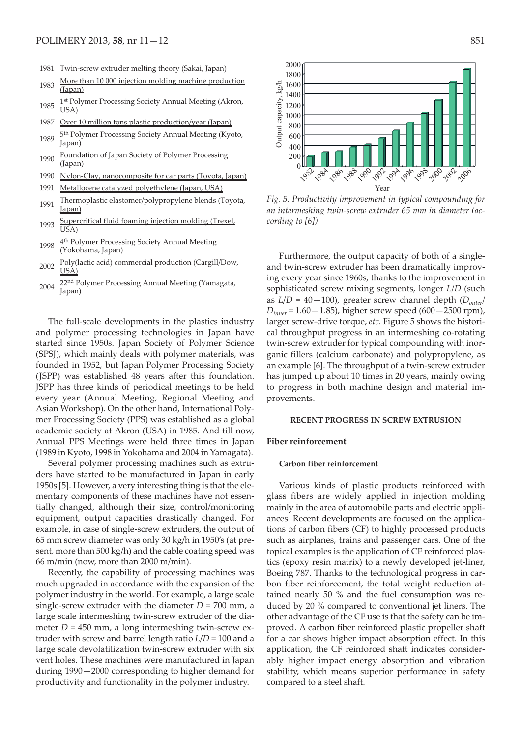| | |
|---|---|
| 1981 | Twin-screw extruder melting theory (Sakai, Japan) |
| 1983 | More than 10 000 injection molding machine production (Japan) |
| 1985 | 1st Polymer Processing Society Annual Meeting (Akron, USA) |
| 1987 | Over 10 million tons plastic production/year (Japan) |
| 1989 | 5th Polymer Processing Society Annual Meeting (Kyoto, Japan) |
| 1990 | Foundation of Japan Society of Polymer Processing (Japan) |
| 1990 | Nylon-Clay, nanocomposite for car parts (Toyota, Japan) |
| 1991 | Metallocene catalyzed polyethylene (Japan, USA) |
| 1991 | Thermoplastic elastomer/polypropylene blends (Toyota, Japan) |
| 1993 | Supercritical fluid foaming injection molding (Trexel, USA) |
| 1998 | 4th Polymer Processing Society Annual Meeting (Yokohama, Japan) |
| 2002 | Poly(lactic acid) commercial production (Cargill/Dow, USA) |
| 2004 | 22nd Polymer Processing Annual Meeting (Yamagata, Japan) |

The full-scale developments in the plastics industry and polymer processing technologies in Japan have started since 1950s. Japan Society of Polymer Science (SPSJ), which mainly deals with polymer materials, was founded in 1952, but Japan Polymer Processing Society (JSPP) was established 48 years after this foundation. JSPP has three kinds of periodical meetings to be held every year (Annual Meeting, Regional Meeting and Asian Workshop). On the other hand, International Polymer Processing Society (PPS) was established as a global academic society at Akron (USA) in 1985. And till now, Annual PPS Meetings were held three times in Japan (1989 in Kyoto, 1998 in Yokohama and 2004 in Yamagata).

Several polymer processing machines such as extruders have started to be manufactured in Japan in early 1950s [5]. However, a very interesting thing is that the elementary components of these machines have not essentially changed, although their size, control/monitoring equipment, output capacities drastically changed. For example, in case of single-screw extruders, the output of 65 mm screw diameter was only 30 kg/h in 1950's (at present, more than 500 kg/h) and the cable coating speed was 66 m/min (now, more than 2000 m/min).

Recently, the capability of processing machines was much upgraded in accordance with the expansion of the polymer industry in the world. For example, a large scale single-screw extruder with the diameter $D$ = 700 mm, a large scale intermeshing twin-screw extruder of the diameter $D$ = 450 mm, a long intermeshing twin-screw extruder with screw and barrel length ratio $L/D$ = 100 and a large scale devolatilization twin-screw extruder with six vent holes. These machines were manufactured in Japan during 1990—2000 corresponding to higher demand for productivity and functionality in the polymer industry.

| Year | 1982 | 1984 | 1986 | 1988 | 1990 | 1992 | 1994 | 1996 | 1998 | 2000 | 2002 | 2006 |
|---|---|---|---|---|---|---|---|---|---|---|---|---|

*Fig. 5. Productivity improvement in typical compounding for an intermeshing twin-screw extruder 65 mm in diameter (according to [6])*

Furthermore, the output capacity of both of a single- and twin-screw extruder has been dramatically improving every year since 1960s, thanks to the improvement in sophisticated screw mixing segments, longer $L/D$ (such as $L/D$ = 40—100), greater screw channel depth ($D_{outer}/D_{inner}$ = 1.60—1.85), higher screw speed (600—2500 rpm), larger screw-drive torque, *etc*. Figure 5 shows the historical throughput progress in an intermeshing co-rotating twin-screw extruder for typical compounding with inorganic fillers (calcium carbonate) and polypropylene, as an example [6]. The throughput of a twin-screw extruder has jumped up about 10 times in 20 years, mainly owing to progress in both machine design and material improvements.

## RECENT PROGRESS IN SCREW EXTRUSION

### Fiber reinforcement

#### Carbon fiber reinforcement

Various kinds of plastic products reinforced with glass fibers are widely applied in injection molding mainly in the area of automobile parts and electric appliances. Recent developments are focused on the applications of carbon fibers (CF) to highly processed products such as airplanes, trains and passenger cars. One of the topical examples is the application of CF reinforced plastics (epoxy resin matrix) to a newly developed jet-liner, Boeing 787. Thanks to the technological progress in carbon fiber reinforcement, the total weight reduction attained nearly 50 % and the fuel consumption was reduced by 20 % compared to conventional jet liners. The other advantage of the CF use is that the safety can be improved. A carbon fiber reinforced plastic propeller shaft for a car shows higher impact absorption effect. In this application, the CF reinforced shaft indicates considerably higher impact energy absorption and vibration stability, which means superior performance in safety compared to a steel shaft.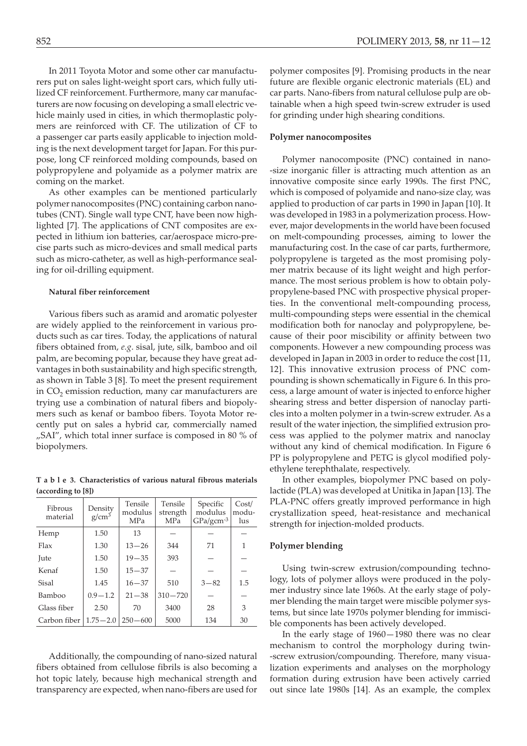In 2011 Toyota Motor and some other car manufacturers put on sales light-weight sport cars, which fully utilized CF reinforcement. Furthermore, many car manufacturers are now focusing on developing a small electric vehicle mainly used in cities, in which thermoplastic polymers are reinforced with CF. The utilization of CF to a passenger car parts easily applicable to injection molding is the next development target for Japan. For this purpose, long CF reinforced molding compounds, based on polypropylene and polyamide as a polymer matrix are coming on the market.

As other examples can be mentioned particularly polymer nanocomposites (PNC) containing carbon nanotubes (CNT). Single wall type CNT, have been now highlighted [7]. The applications of CNT composites are expected in lithium ion batteries, car/aerospace micro-precise parts such as micro-devices and small medical parts such as micro-catheter, as well as high-performance sealing for oil-drilling equipment.

#### Natural fiber reinforcement

Various fibers such as aramid and aromatic polyester are widely applied to the reinforcement in various products such as car tires. Today, the applications of natural fibers obtained from, *e.g.* sisal, jute, silk, bamboo and oil palm, are becoming popular, because they have great advantages in both sustainability and high specific strength, as shown in Table 3 [8]. To meet the present requirement in $CO_2$ emission reduction, many car manufacturers are trying use a combination of natural fibers and biopolymers such as kenaf or bamboo fibers. Toyota Motor recently put on sales a hybrid car, commercially named „SAI", which total inner surface is composed in 80 % of biopolymers.

**T a b l e 3. Characteristics of various natural fibrous materials (according to [8])**

| Fibrous material | Density g/cm$^3$ | Tensile modulus MPa | Tensile strength MPa | Specific modulus GPa/gcm$^{-3}$ | Cost/modulus |
|---|---|---|---|---|---|
| Hemp | 1.50 | 13 | — | — | — |
| Flax | 1.30 | 13—26 | 344 | 71 | 1 |
| Jute | 1.50 | 19—35 | 393 | — | — |
| Kenaf | 1.50 | 15—37 | — | — | — |
| Sisal | 1.45 | 16—37 | 510 | 3—82 | 1.5 |
| Bamboo | 0.9—1.2 | 21—38 | 310—720 | — | — |
| Glass fiber | 2.50 | 70 | 3400 | 28 | 3 |
| Carbon fiber | 1.75—2.0 | 250—600 | 5000 | 134 | 30 |

Additionally, the compounding of nano-sized natural fibers obtained from cellulose fibrils is also becoming a hot topic lately, because high mechanical strength and transparency are expected, when nano-fibers are used for polymer composites [9]. Promising products in the near future are flexible organic electronic materials (EL) and car parts. Nano-fibers from natural cellulose pulp are obtainable when a high speed twin-screw extruder is used for grinding under high shearing conditions.

### Polymer nanocomposites

Polymer nanocomposite (PNC) contained in nano-size inorganic filler is attracting much attention as an innovative composite since early 1990s. The first PNC, which is composed of polyamide and nano-size clay, was applied to production of car parts in 1990 in Japan [10]. It was developed in 1983 in a polymerization process. However, major developments in the world have been focused on melt-compounding processes, aiming to lower the manufacturing cost. In the case of car parts, furthermore, polypropylene is targeted as the most promising polymer matrix because of its light weight and high performance. The most serious problem is how to obtain polypropylene-based PNC with prospective physical properties. In the conventional melt-compounding process, multi-compounding steps were essential in the chemical modification both for nanoclay and polypropylene, because of their poor miscibility or affinity between two components. However a new compounding process was developed in Japan in 2003 in order to reduce the cost [11, 12]. This innovative extrusion process of PNC compounding is shown schematically in Figure 6. In this process, a large amount of water is injected to enforce higher shearing stress and better dispersion of nanoclay particles into a molten polymer in a twin-screw extruder. As a result of the water injection, the simplified extrusion process was applied to the polymer matrix and nanoclay without any kind of chemical modification. In Figure 6 PP is polypropylene and PETG is glycol modified polyethylene terephthalate, respectively.

In other examples, biopolymer PNC based on polylactide (PLA) was developed at Unitika in Japan [13]. The PLA-PNC offers greatly improved performance in high crystallization speed, heat-resistance and mechanical strength for injection-molded products.

### Polymer blending

Using twin-screw extrusion/compounding technology, lots of polymer alloys were produced in the polymer industry since late 1960s. At the early stage of polymer blending the main target were miscible polymer systems, but since late 1970s polymer blending for immiscible components has been actively developed.

In the early stage of 1960—1980 there was no clear mechanism to control the morphology during twin-screw extrusion/compounding. Therefore, many visualization experiments and analyses on the morphology formation during extrusion have been actively carried out since late 1980s [14]. As an example, the complex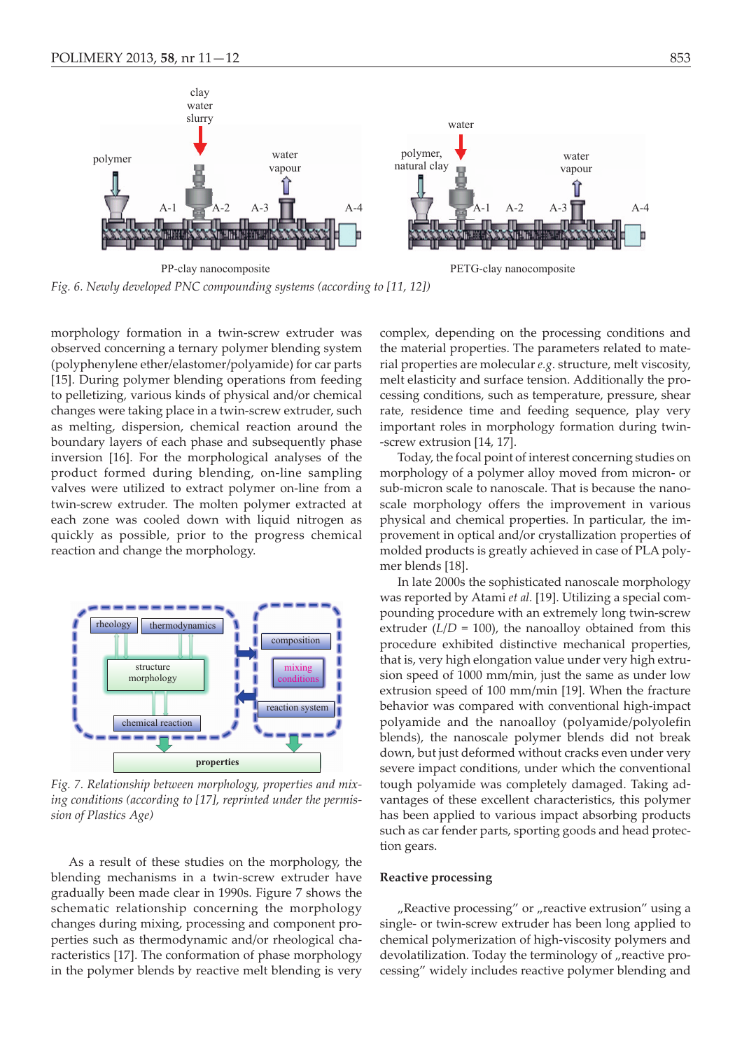Fig. 6. *Newly developed PNC compounding systems (according to [11, 12])*

morphology formation in a twin-screw extruder was observed concerning a ternary polymer blending system (polyphenylene ether/elastomer/polyamide) for car parts [15]. During polymer blending operations from feeding to pelletizing, various kinds of physical and/or chemical changes were taking place in a twin-screw extruder, such as melting, dispersion, chemical reaction around the boundary layers of each phase and subsequently phase inversion [16]. For the morphological analyses of the product formed during blending, on-line sampling valves were utilized to extract polymer on-line from a twin-screw extruder. The molten polymer extracted at each zone was cooled down with liquid nitrogen as quickly as possible, prior to the progress chemical reaction and change the morphology.

Fig. 7. *Relationship between morphology, properties and mixing conditions (according to [17], reprinted under the permission of Plastics Age)*

As a result of these studies on the morphology, the blending mechanisms in a twin-screw extruder have gradually been made clear in 1990s. Figure 7 shows the schematic relationship concerning the morphology changes during mixing, processing and component properties such as thermodynamic and/or rheological characteristics [17]. The conformation of phase morphology in the polymer blends by reactive melt blending is very complex, depending on the processing conditions and the material properties. The parameters related to material properties are molecular *e.g.* structure, melt viscosity, melt elasticity and surface tension. Additionally the processing conditions, such as temperature, pressure, shear rate, residence time and feeding sequence, play very important roles in morphology formation during twin-screw extrusion [14, 17].

Today, the focal point of interest concerning studies on morphology of a polymer alloy moved from micron- or sub-micron scale to nanoscale. That is because the nanoscale morphology offers the improvement in various physical and chemical properties. In particular, the improvement in optical and/or crystallization properties of molded products is greatly achieved in case of PLA polymer blends [18].

In late 2000s the sophisticated nanoscale morphology was reported by Atami *et al.* [19]. Utilizing a special compounding procedure with an extremely long twin-screw extruder ($L/D$ = 100), the nanoalloy obtained from this procedure exhibited distinctive mechanical properties, that is, very high elongation value under very high extrusion speed of 1000 mm/min, just the same as under low extrusion speed of 100 mm/min [19]. When the fracture behavior was compared with conventional high-impact polyamide and the nanoalloy (polyamide/polyolefin blends), the nanoscale polymer blends did not break down, but just deformed without cracks even under very severe impact conditions, under which the conventional tough polyamide was completely damaged. Taking advantages of these excellent characteristics, this polymer has been applied to various impact absorbing products such as car fender parts, sporting goods and head protection gears.

## Reactive processing

„Reactive processing" or „reactive extrusion" using a single- or twin-screw extruder has been long applied to chemical polymerization of high-viscosity polymers and devolatilization. Today the terminology of „reactive processing" widely includes reactive polymer blending and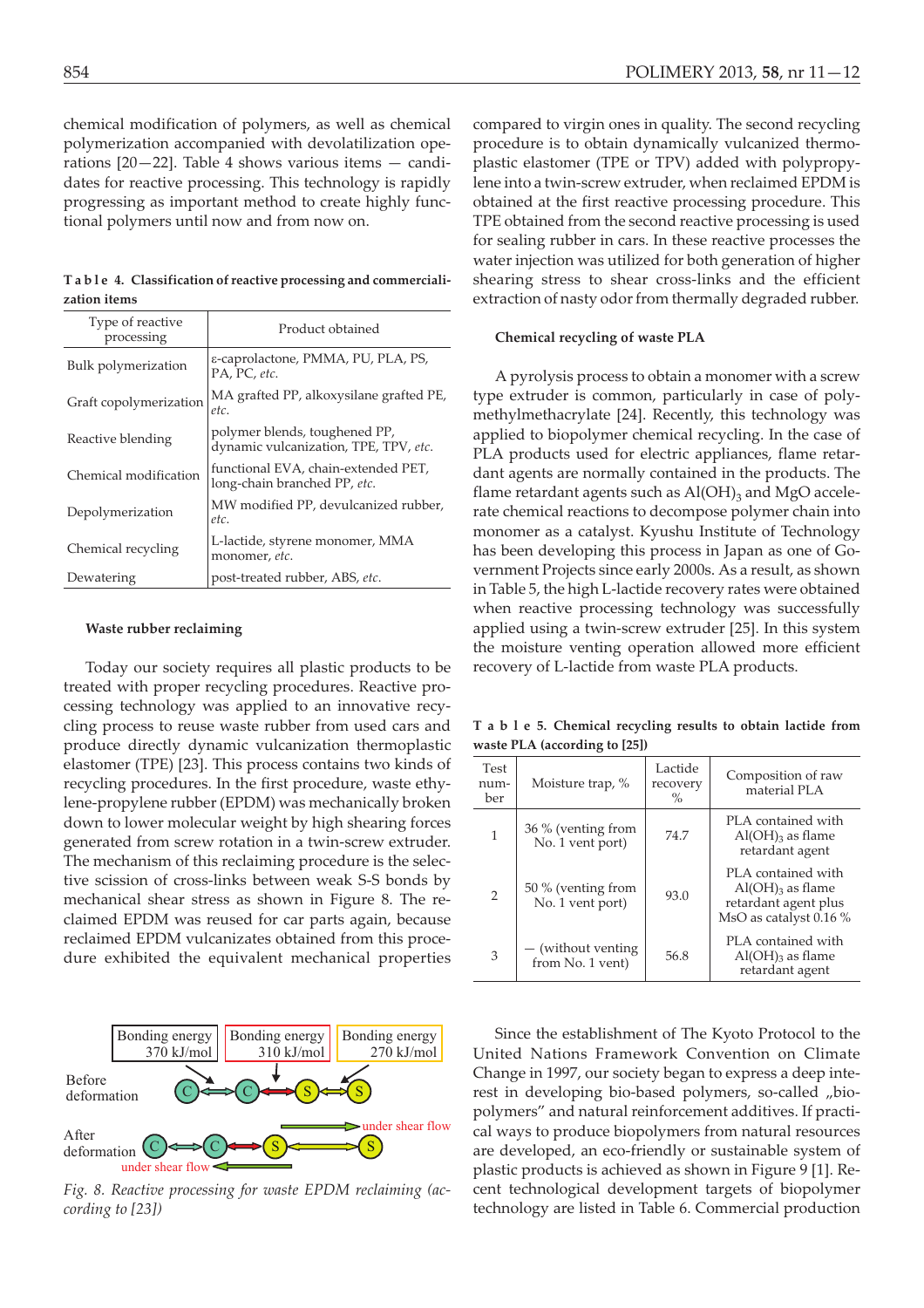chemical modification of polymers, as well as chemical polymerization accompanied with devolatilization operations [20—22]. Table 4 shows various items — candidates for reactive processing. This technology is rapidly progressing as important method to create highly functional polymers until now and from now on.

**Table 4. Classification of reactive processing and commercialization items**

| Type of reactive processing | Product obtained |
|---|---|
| Bulk polymerization | ε-caprolactone, PMMA, PU, PLA, PS, PA, PC, *etc.* |
| Graft copolymerization | MA grafted PP, alkoxysilane grafted PE, *etc.* |
| Reactive blending | polymer blends, toughened PP, dynamic vulcanization, TPE, TPV, *etc.* |
| Chemical modification | functional EVA, chain-extended PET, long-chain branched PP, *etc.* |
| Depolymerization | MW modified PP, devulcanized rubber, *etc.* |
| Chemical recycling | L-lactide, styrene monomer, MMA monomer, *etc.* |
| Dewatering | post-treated rubber, ABS, *etc.* |

### Waste rubber reclaiming

Today our society requires all plastic products to be treated with proper recycling procedures. Reactive processing technology was applied to an innovative recycling process to reuse waste rubber from used cars and produce directly dynamic vulcanization thermoplastic elastomer (TPE) [23]. This process contains two kinds of recycling procedures. In the first procedure, waste ethylene-propylene rubber (EPDM) was mechanically broken down to lower molecular weight by high shearing forces generated from screw rotation in a twin-screw extruder. The mechanism of this reclaiming procedure is the selective scission of cross-links between weak S-S bonds by mechanical shear stress as shown in Figure 8. The reclaimed EPDM was reused for car parts again, because reclaimed EPDM vulcanizates obtained from this procedure exhibited the equivalent mechanical properties compared to virgin ones in quality. The second recycling procedure is to obtain dynamically vulcanized thermoplastic elastomer (TPE or TPV) added with polypropylene into a twin-screw extruder, when reclaimed EPDM is obtained at the first reactive processing procedure. The TPE obtained from the second reactive processing is used for sealing rubber in cars. In these reactive processes the water injection was utilized for both generation of higher shearing stress to shear cross-links and the efficient extraction of nasty odor from thermally degraded rubber.

*Fig. 8. Reactive processing for waste EPDM reclaiming (according to [23])*

### Chemical recycling of waste PLA

A pyrolysis process to obtain a monomer with a screw type extruder is common, particularly in case of polymethylmethacrylate [24]. Recently, this technology was applied to biopolymer chemical recycling. In the case of PLA products used for electric appliances, flame retardant agents are normally contained in the products. The flame retardant agents such as $Al(OH)_3$ and MgO accelerate chemical reactions to decompose polymer chain into monomer as a catalyst. Kyushu Institute of Technology has been developing this process in Japan as one of Government Projects since early 2000s. As a result, as shown in Table 5, the high L-lactide recovery rates were obtained when reactive processing technology was successfully applied using a twin-screw extruder [25]. In this system the moisture venting operation allowed more efficient recovery of L-lactide from waste PLA products.

**Table 5. Chemical recycling results to obtain lactide from waste PLA (according to [25])**

| Test number | Moisture trap, % | Lactide recovery % | Composition of raw material PLA |
|---|---|---|---|
| 1 | 36 % (venting from No. 1 vent port) | 74.7 | PLA contained with $Al(OH)_3$ as flame retardant agent |
| 2 | 50 % (venting from No. 1 vent port) | 93.0 | PLA contained with $Al(OH)_3$ as flame retardant agent plus MsO as catalyst 0.16 % |
| 3 | — (without venting from No. 1 vent) | 56.8 | PLA contained with $Al(OH)_3$ as flame retardant agent |

Since the establishment of The Kyoto Protocol to the United Nations Framework Convention on Climate Change in 1997, our society began to express a deep interest in developing bio-based polymers, so-called „biopolymers" and natural reinforcement additives. If practical ways to produce biopolymers from natural resources are developed, an eco-friendly or sustainable system of plastic products is achieved as shown in Figure 9 [1]. Recent technological development targets of biopolymer technology are listed in Table 6. Commercial production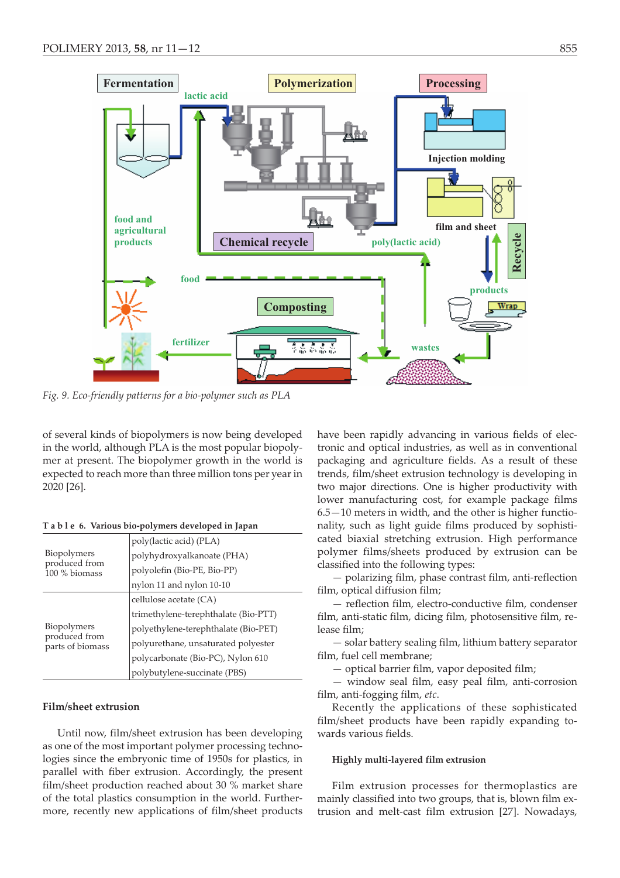*Fig. 9. Eco-friendly patterns for a bio-polymer such as PLA*

of several kinds of biopolymers is now being developed in the world, although PLA is the most popular biopolymer at present. The biopolymer growth in the world is expected to reach more than three million tons per year in 2020 [26].

**Table 6. Various bio-polymers developed in Japan**

| | |
|---|---|
| Biopolymers produced from 100 % biomass | poly(lactic acid) (PLA) |
| | polyhydroxyalkanoate (PHA) |
| | polyolefin (Bio-PE, Bio-PP) |
| | nylon 11 and nylon 10-10 |
| Biopolymers produced from parts of biomass | cellulose acetate (CA) |
| | trimethylene-terephthalate (Bio-PTT) |
| | polyethylene-terephthalate (Bio-PET) |
| | polyurethane, unsaturated polyester |
| | polycarbonate (Bio-PC), Nylon 610 |
| | polybutylene-succinate (PBS) |

## Film/sheet extrusion

Until now, film/sheet extrusion has been developing as one of the most important polymer processing technologies since the embryonic time of 1950s for plastics, in parallel with fiber extrusion. Accordingly, the present film/sheet production reached about 30 % market share of the total plastics consumption in the world. Furthermore, recently new applications of film/sheet products have been rapidly advancing in various fields of electronic and optical industries, as well as in conventional packaging and agriculture fields. As a result of these trends, film/sheet extrusion technology is developing in two major directions. One is higher productivity with lower manufacturing cost, for example package films 6.5—10 meters in width, and the other is higher functionality, such as light guide films produced by sophisticated biaxial stretching extrusion. High performance polymer films/sheets produced by extrusion can be classified into the following types:

— polarizing film, phase contrast film, anti-reflection film, optical diffusion film;

— reflection film, electro-conductive film, condenser film, anti-static film, dicing film, photosensitive film, release film;

— solar battery sealing film, lithium battery separator film, fuel cell membrane;

— optical barrier film, vapor deposited film;

— window seal film, easy peal film, anti-corrosion film, anti-fogging film, *etc.*

Recently the applications of these sophisticated film/sheet products have been rapidly expanding towards various fields.

### Highly multi-layered film extrusion

Film extrusion processes for thermoplastics are mainly classified into two groups, that is, blown film extrusion and melt-cast film extrusion [27]. Nowadays,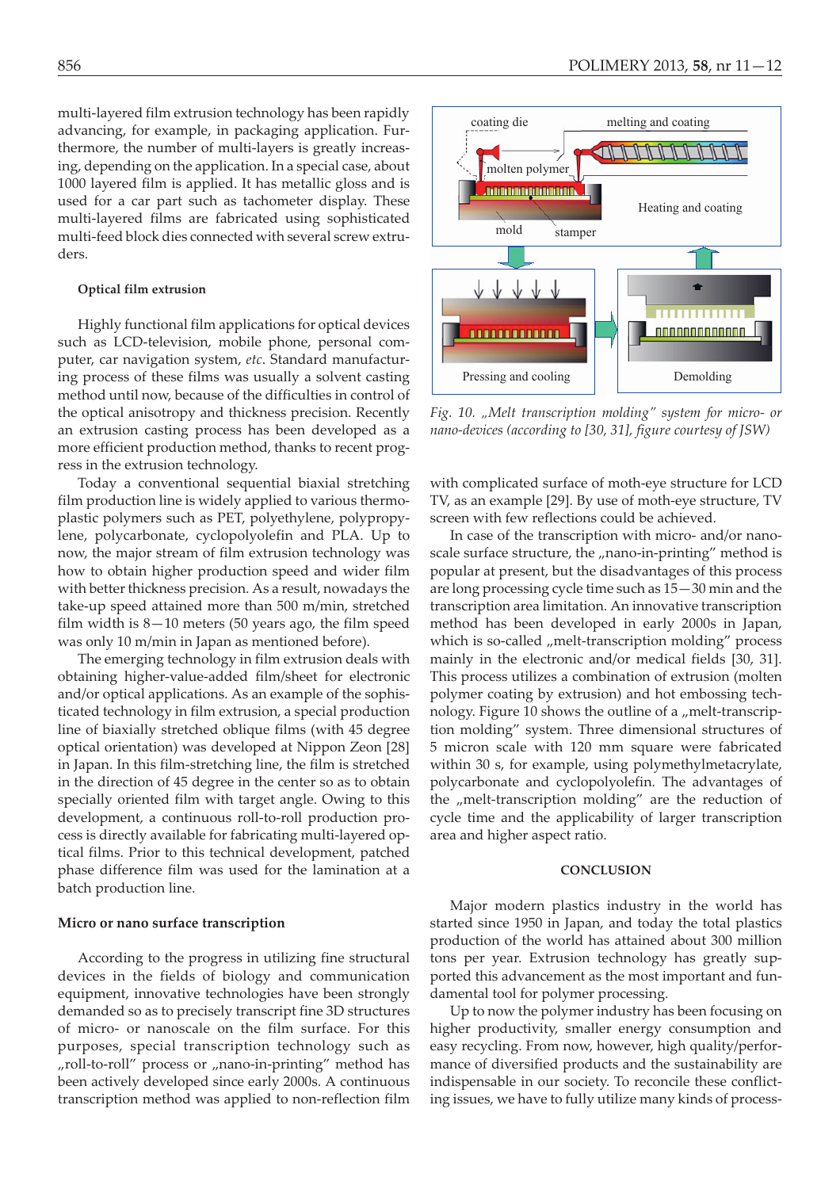multi-layered film extrusion technology has been rapidly advancing, for example, in packaging application. Furthermore, the number of multi-layers is greatly increasing, depending on the application. In a special case, about 1000 layered film is applied. It has metallic gloss and is used for a car part such as tachometer display. These multi-layered films are fabricated using sophisticated multi-feed block dies connected with several screw extruders.

### Optical film extrusion

Highly functional film applications for optical devices such as LCD-television, mobile phone, personal computer, car navigation system, *etc*. Standard manufacturing process of these films was usually a solvent casting method until now, because of the difficulties in control of the optical anisotropy and thickness precision. Recently an extrusion casting process has been developed as a more efficient production method, thanks to recent progress in the extrusion technology.

Today a conventional sequential biaxial stretching film production line is widely applied to various thermoplastic polymers such as PET, polyethylene, polypropylene, polycarbonate, cyclopolyolefin and PLA. Up to now, the major stream of film extrusion technology was how to obtain higher production speed and wider film with better thickness precision. As a result, nowadays the take-up speed attained more than 500 m/min, stretched film width is 8—10 meters (50 years ago, the film speed was only 10 m/min in Japan as mentioned before).

The emerging technology in film extrusion deals with obtaining higher-value-added film/sheet for electronic and/or optical applications. As an example of the sophisticated technology in film extrusion, a special production line of biaxially stretched oblique films (with 45 degree optical orientation) was developed at Nippon Zeon [28] in Japan. In this film-stretching line, the film is stretched in the direction of 45 degree in the center so as to obtain specially oriented film with target angle. Owing to this development, a continuous roll-to-roll production process is directly available for fabricating multi-layered optical films. Prior to this technical development, patched phase difference film was used for the lamination at a batch production line.

### Micro or nano surface transcription

According to the progress in utilizing fine structural devices in the fields of biology and communication equipment, innovative technologies have been strongly demanded so as to precisely transcript fine 3D structures of micro- or nanoscale on the film surface. For this purposes, special transcription technology such as „roll-to-roll" process or „nano-in-printing" method has been actively developed since early 2000s. A continuous transcription method was applied to non-reflection film with complicated surface of moth-eye structure for LCD TV, as an example [29]. By use of moth-eye structure, TV screen with few reflections could be achieved.

*Fig. 10. „Melt transcription molding" system for micro- or nano-devices (according to [30, 31], figure courtesy of JSW)*

In case of the transcription with micro- and/or nanoscale surface structure, the „nano-in-printing" method is popular at present, but the disadvantages of this process are long processing cycle time such as 15—30 min and the transcription area limitation. An innovative transcription method has been developed in early 2000s in Japan, which is so-called „melt-transcription molding" process mainly in the electronic and/or medical fields [30, 31]. This process utilizes a combination of extrusion (molten polymer coating by extrusion) and hot embossing technology. Figure 10 shows the outline of a „melt-transcription molding" system. Three dimensional structures of 5 micron scale with 120 mm square were fabricated within 30 s, for example, using polymethylmetacrylate, polycarbonate and cyclopolyolefin. The advantages of the „melt-transcription molding" are the reduction of cycle time and the applicability of larger transcription area and higher aspect ratio.

## CONCLUSION

Major modern plastics industry in the world has started since 1950 in Japan, and today the total plastics production of the world has attained about 300 million tons per year. Extrusion technology has greatly supported this advancement as the most important and fundamental tool for polymer processing.

Up to now the polymer industry has been focusing on higher productivity, smaller energy consumption and easy recycling. From now, however, high quality/performance of diversified products and the sustainability are indispensable in our society. To reconcile these conflicting issues, we have to fully utilize many kinds of process-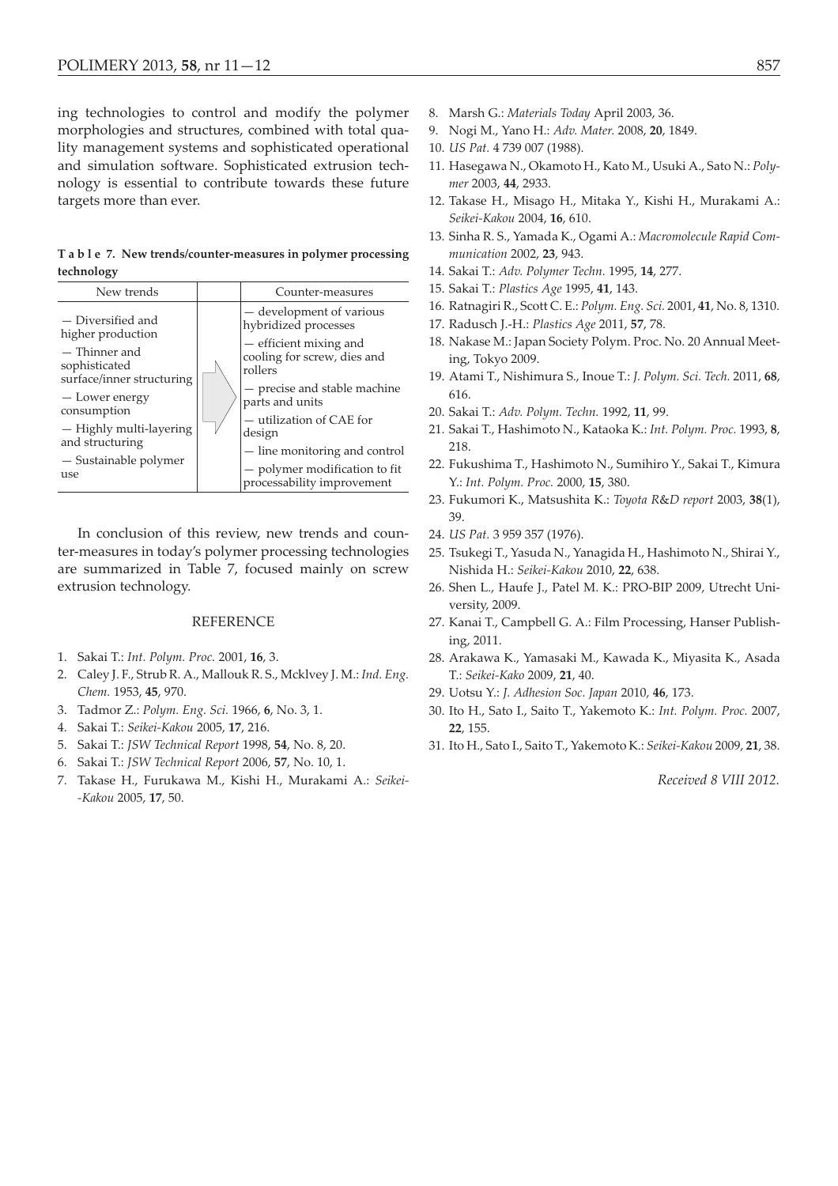ing technologies to control and modify the polymer morphologies and structures, combined with total quality management systems and sophisticated operational and simulation software. Sophisticated extrusion technology is essential to contribute towards these future targets more than ever.

**T a b l e 7. New trends/counter-measures in polymer processing technology**

| New trends | Counter-measures |
|---|---|
| — Diversified and higher production<br>— Thinner and sophisticated surface/inner structuring<br>— Lower energy consumption<br>— Highly multi-layering and structuring<br>— Sustainable polymer use | — development of various hybridized processes<br>— efficient mixing and cooling for screw, dies and rollers<br>— precise and stable machine parts and units<br>— utilization of CAE for design<br>— line monitoring and control<br>— polymer modification to fit processability improvement |

In conclusion of this review, new trends and counter-measures in today's polymer processing technologies are summarized in Table 7, focused mainly on screw extrusion technology.

## REFERENCE

1. Sakai T.: *Int. Polym. Proc.* 2001, **16**, 3.
2. Caley J. F., Strub R. A., Mallouk R. S., Mcklvey J. M.: *Ind. Eng. Chem.* 1953, **45**, 970.
3. Tadmor Z.: *Polym. Eng. Sci.* 1966, **6**, No. 3, 1.
4. Sakai T.: *Seikei-Kakou* 2005, **17**, 216.
5. Sakai T.: *JSW Technical Report* 1998, **54**, No. 8, 20.
6. Sakai T.: *JSW Technical Report* 2006, **57**, No. 10, 1.
7. Takase H., Furukawa M., Kishi H., Murakami A.: *Seikei-Kakou* 2005, **17**, 50.
8. Marsh G.: *Materials Today* April 2003, 36.
9. Nogi M., Yano H.: *Adv. Mater.* 2008, **20**, 1849.
10. *US Pat.* 4 739 007 (1988).
11. Hasegawa N., Okamoto H., Kato M., Usuki A., Sato N.: *Polymer* 2003, **44**, 2933.
12. Takase H., Misago H., Mitaka Y., Kishi H., Murakami A.: *Seikei-Kakou* 2004, **16**, 610.
13. Sinha R. S., Yamada K., Ogami A.: *Macromolecule Rapid Communication* 2002, **23**, 943.
14. Sakai T.: *Adv. Polymer Techn.* 1995, **14**, 277.
15. Sakai T.: *Plastics Age* 1995, **41**, 143.
16. Ratnagiri R., Scott C. E.: *Polym. Eng. Sci.* 2001, **41**, No. 8, 1310.
17. Radusch J.-H.: *Plastics Age* 2011, **57**, 78.
18. Nakase M.: Japan Society Polym. Proc. No. 20 Annual Meeting, Tokyo 2009.
19. Atami T., Nishimura S., Inoue T.: *J. Polym. Sci. Tech.* 2011, **68**, 616.
20. Sakai T.: *Adv. Polym. Techn.* 1992, **11**, 99.
21. Sakai T., Hashimoto N., Kataoka K.: *Int. Polym. Proc.* 1993, **8**, 218.
22. Fukushima T., Hashimoto N., Sumihiro Y., Sakai T., Kimura Y.: *Int. Polym. Proc.* 2000, **15**, 380.
23. Fukumori K., Matsushita K.: *Toyota R&D report* 2003, **38**(1), 39.
24. *US Pat.* 3 959 357 (1976).
25. Tsukegi T., Yasuda N., Yanagida H., Hashimoto N., Shirai Y., Nishida H.: *Seikei-Kakou* 2010, **22**, 638.
26. Shen L., Haufe J., Patel M. K.: PRO-BIP 2009, Utrecht University, 2009.
27. Kanai T., Campbell G. A.: Film Processing, Hanser Publishing, 2011.
28. Arakawa K., Yamasaki M., Kawada K., Miyasita K., Asada T.: *Seikei-Kako* 2009, **21**, 40.
29. Uotsu Y.: *J. Adhesion Soc. Japan* 2010, **46**, 173.
30. Ito H., Sato I., Saito T., Yakemoto K.: *Int. Polym. Proc.* 2007, **22**, 155.
31. Ito H., Sato I., Saito T., Yakemoto K.: *Seikei-Kakou* 2009, **21**, 38.

*Received 8 VIII 2012.*